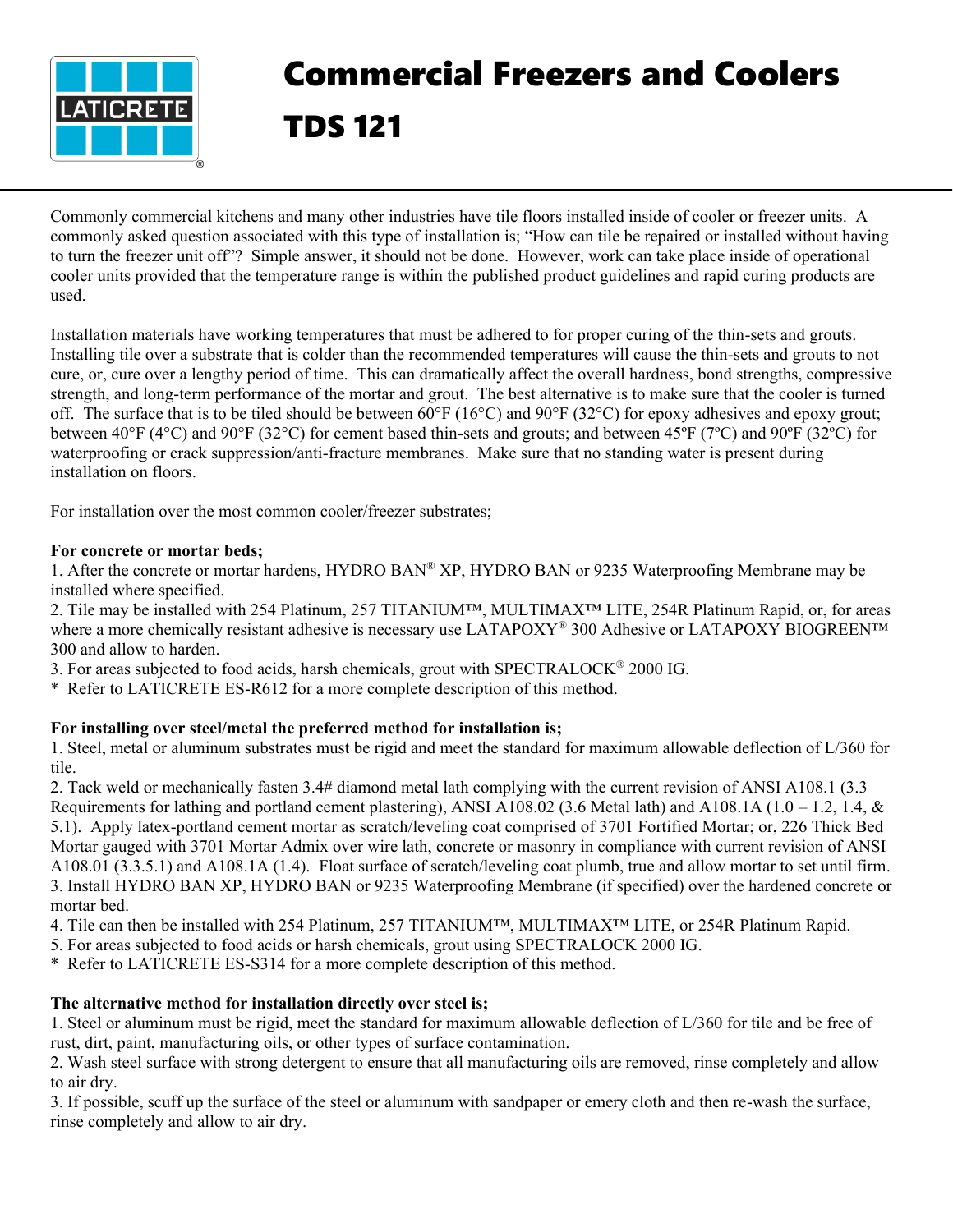# Commercial Freezers and Coolers

# TDS 121

Commonly commercial kitchens and many other industries have tile floors installed inside of cooler or freezer units. A commonly asked question associated with this type of installation is; "How can tile be repaired or installed without having to turn the freezer unit off"? Simple answer, it should not be done. However, work can take place inside of operational cooler units provided that the temperature range is within the published product guidelines and rapid curing products are used.

Installation materials have working temperatures that must be adhered to for proper curing of the thin-sets and grouts. Installing tile over a substrate that is colder than the recommended temperatures will cause the thin-sets and grouts to not cure, or, cure over a lengthy period of time. This can dramatically affect the overall hardness, bond strengths, compressive strength, and long-term performance of the mortar and grout. The best alternative is to make sure that the cooler is turned off. The surface that is to be tiled should be between 60°F (16°C) and 90°F (32°C) for epoxy adhesives and epoxy grout; between 40°F (4°C) and 90°F (32°C) for cement based thin-sets and grouts; and between 45ºF (7ºC) and 90ºF (32ºC) for waterproofing or crack suppression/anti-fracture membranes. Make sure that no standing water is present during installation on floors.

For installation over the most common cooler/freezer substrates;

**For concrete or mortar beds;**

1. After the concrete or mortar hardens, HYDRO BAN® XP, HYDRO BAN or 9235 Waterproofing Membrane may be installed where specified.
2. Tile may be installed with 254 Platinum, 257 TITANIUM™, MULTIMAX™ LITE, 254R Platinum Rapid, or, for areas where a more chemically resistant adhesive is necessary use LATAPOXY® 300 Adhesive or LATAPOXY BIOGREEN™ 300 and allow to harden.
3. For areas subjected to food acids, harsh chemicals, grout with SPECTRALOCK® 2000 IG.

\* Refer to LATICRETE ES-R612 for a more complete description of this method.

**For installing over steel/metal the preferred method for installation is;**

1. Steel, metal or aluminum substrates must be rigid and meet the standard for maximum allowable deflection of L/360 for tile.
2. Tack weld or mechanically fasten 3.4# diamond metal lath complying with the current revision of ANSI A108.1 (3.3 Requirements for lathing and portland cement plastering), ANSI A108.02 (3.6 Metal lath) and A108.1A (1.0 – 1.2, 1.4, & 5.1). Apply latex-portland cement mortar as scratch/leveling coat comprised of 3701 Fortified Mortar; or, 226 Thick Bed Mortar gauged with 3701 Mortar Admix over wire lath, concrete or masonry in compliance with current revision of ANSI A108.01 (3.3.5.1) and A108.1A (1.4). Float surface of scratch/leveling coat plumb, true and allow mortar to set until firm.
3. Install HYDRO BAN XP, HYDRO BAN or 9235 Waterproofing Membrane (if specified) over the hardened concrete or mortar bed.
4. Tile can then be installed with 254 Platinum, 257 TITANIUM™, MULTIMAX™ LITE, or 254R Platinum Rapid.
5. For areas subjected to food acids or harsh chemicals, grout using SPECTRALOCK 2000 IG.

\* Refer to LATICRETE ES-S314 for a more complete description of this method.

**The alternative method for installation directly over steel is;**

1. Steel or aluminum must be rigid, meet the standard for maximum allowable deflection of L/360 for tile and be free of rust, dirt, paint, manufacturing oils, or other types of surface contamination.
2. Wash steel surface with strong detergent to ensure that all manufacturing oils are removed, rinse completely and allow to air dry.
3. If possible, scuff up the surface of the steel or aluminum with sandpaper or emery cloth and then re-wash the surface, rinse completely and allow to air dry.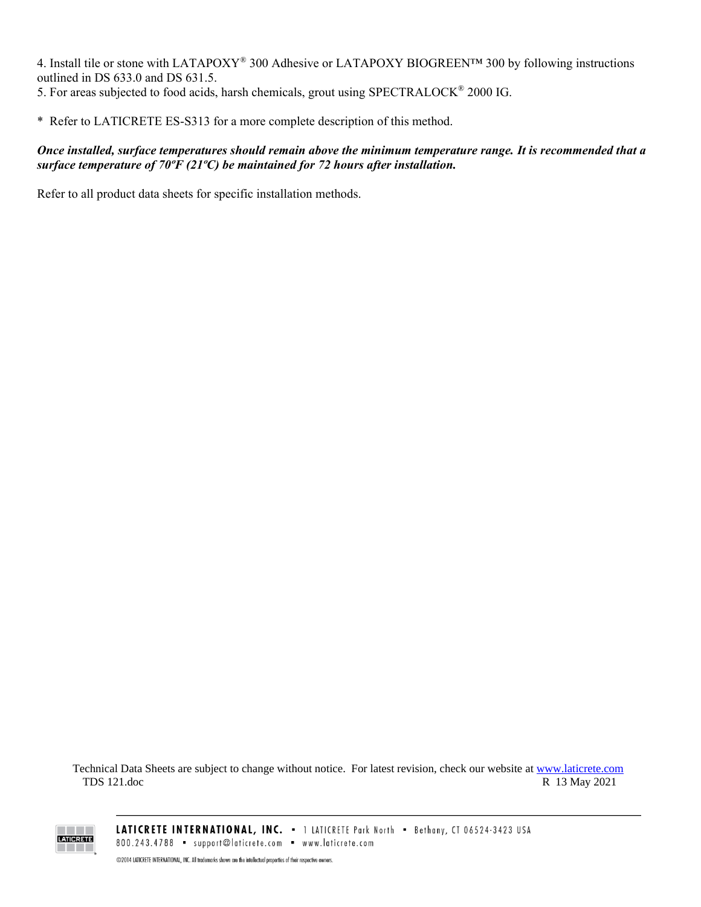4. Install tile or stone with LATAPOXY® 300 Adhesive or LATAPOXY BIOGREEN™ 300 by following instructions outlined in DS 633.0 and DS 631.5.
5. For areas subjected to food acids, harsh chemicals, grout using SPECTRALOCK® 2000 IG.

* Refer to LATICRETE ES-S313 for a more complete description of this method.

***Once installed, surface temperatures should remain above the minimum temperature range. It is recommended that a surface temperature of 70ºF (21ºC) be maintained for 72 hours after installation.***

Refer to all product data sheets for specific installation methods.

Technical Data Sheets are subject to change without notice. For latest revision, check our website at www.laticrete.com

TDS 121.doc R 13 May 2021

**LATICRETE INTERNATIONAL, INC.** ▪ 1 LATICRETE Park North ▪ Bethany, CT 06524-3423 USA
800.243.4788 ▪ support@laticrete.com ▪ www.laticrete.com

©2014 LATICRETE INTERNATIONAL, INC. All trademarks shown are the intellectual properties of their respective owners.